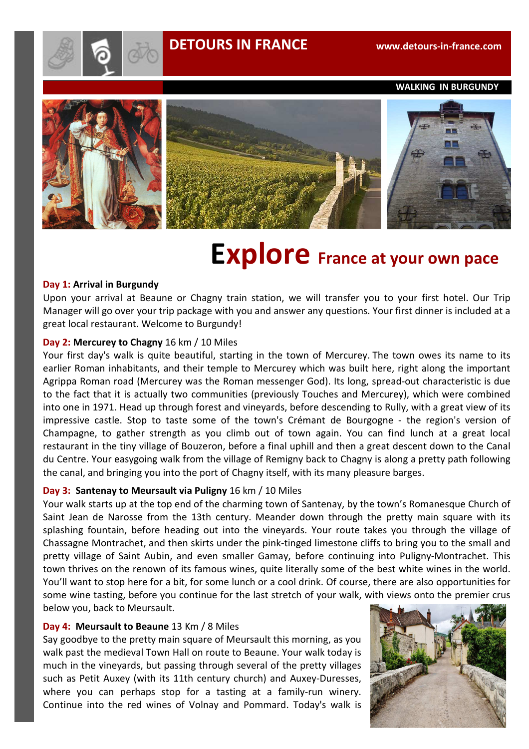# DETOURS IN FRANCE

www.detours-in-france.com

WALKING IN BURGUNDY

# Explore France at your own pace

**Day 1: Arrival in Burgundy**

Upon your arrival at Beaune or Chagny train station, we will transfer you to your first hotel. Our Trip Manager will go over your trip package with you and answer any questions. Your first dinner is included at a great local restaurant. Welcome to Burgundy!

**Day 2: Mercurey to Chagny** 16 km / 10 Miles

Your first day's walk is quite beautiful, starting in the town of Mercurey. The town owes its name to its earlier Roman inhabitants, and their temple to Mercurey which was built here, right along the important Agrippa Roman road (Mercurey was the Roman messenger God). Its long, spread-out characteristic is due to the fact that it is actually two communities (previously Touches and Mercurey), which were combined into one in 1971. Head up through forest and vineyards, before descending to Rully, with a great view of its impressive castle. Stop to taste some of the town's Crémant de Bourgogne - the region's version of Champagne, to gather strength as you climb out of town again. You can find lunch at a great local restaurant in the tiny village of Bouzeron, before a final uphill and then a great descent down to the Canal du Centre. Your easygoing walk from the village of Remigny back to Chagny is along a pretty path following the canal, and bringing you into the port of Chagny itself, with its many pleasure barges.

**Day 3: Santenay to Meursault via Puligny** 16 km / 10 Miles

Your walk starts up at the top end of the charming town of Santenay, by the town's Romanesque Church of Saint Jean de Narosse from the 13th century. Meander down through the pretty main square with its splashing fountain, before heading out into the vineyards. Your route takes you through the village of Chassagne Montrachet, and then skirts under the pink-tinged limestone cliffs to bring you to the small and pretty village of Saint Aubin, and even smaller Gamay, before continuing into Puligny-Montrachet. This town thrives on the renown of its famous wines, quite literally some of the best white wines in the world. You'll want to stop here for a bit, for some lunch or a cool drink. Of course, there are also opportunities for some wine tasting, before you continue for the last stretch of your walk, with views onto the premier crus below you, back to Meursault.

**Day 4: Meursault to Beaune** 13 Km / 8 Miles

Say goodbye to the pretty main square of Meursault this morning, as you walk past the medieval Town Hall on route to Beaune. Your walk today is much in the vineyards, but passing through several of the pretty villages such as Petit Auxey (with its 11th century church) and Auxey-Duresses, where you can perhaps stop for a tasting at a family-run winery. Continue into the red wines of Volnay and Pommard. Today's walk is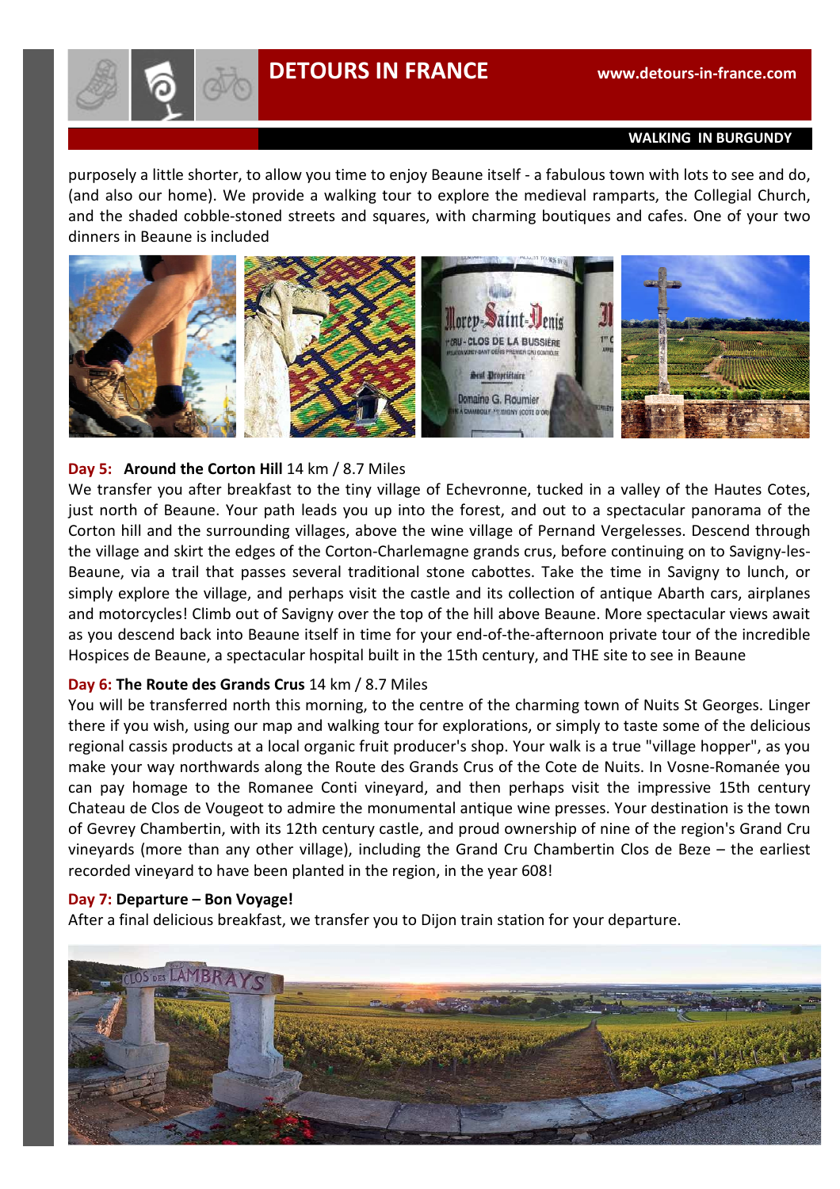purposely a little shorter, to allow you time to enjoy Beaune itself - a fabulous town with lots to see and do, (and also our home). We provide a walking tour to explore the medieval ramparts, the Collegial Church, and the shaded cobble-stoned streets and squares, with charming boutiques and cafes. One of your two dinners in Beaune is included

**Day 5: Around the Corton Hill** 14 km / 8.7 Miles

We transfer you after breakfast to the tiny village of Echevronne, tucked in a valley of the Hautes Cotes, just north of Beaune. Your path leads you up into the forest, and out to a spectacular panorama of the Corton hill and the surrounding villages, above the wine village of Pernand Vergelesses. Descend through the village and skirt the edges of the Corton-Charlemagne grands crus, before continuing on to Savigny-les-Beaune, via a trail that passes several traditional stone cabottes. Take the time in Savigny to lunch, or simply explore the village, and perhaps visit the castle and its collection of antique Abarth cars, airplanes and motorcycles! Climb out of Savigny over the top of the hill above Beaune. More spectacular views await as you descend back into Beaune itself in time for your end-of-the-afternoon private tour of the incredible Hospices de Beaune, a spectacular hospital built in the 15th century, and THE site to see in Beaune

**Day 6: The Route des Grands Crus** 14 km / 8.7 Miles

You will be transferred north this morning, to the centre of the charming town of Nuits St Georges. Linger there if you wish, using our map and walking tour for explorations, or simply to taste some of the delicious regional cassis products at a local organic fruit producer's shop. Your walk is a true "village hopper", as you make your way northwards along the Route des Grands Crus of the Cote de Nuits. In Vosne-Romanée you can pay homage to the Romanee Conti vineyard, and then perhaps visit the impressive 15th century Chateau de Clos de Vougeot to admire the monumental antique wine presses. Your destination is the town of Gevrey Chambertin, with its 12th century castle, and proud ownership of nine of the region's Grand Cru vineyards (more than any other village), including the Grand Cru Chambertin Clos de Beze – the earliest recorded vineyard to have been planted in the region, in the year 608!

**Day 7: Departure – Bon Voyage!**

After a final delicious breakfast, we transfer you to Dijon train station for your departure.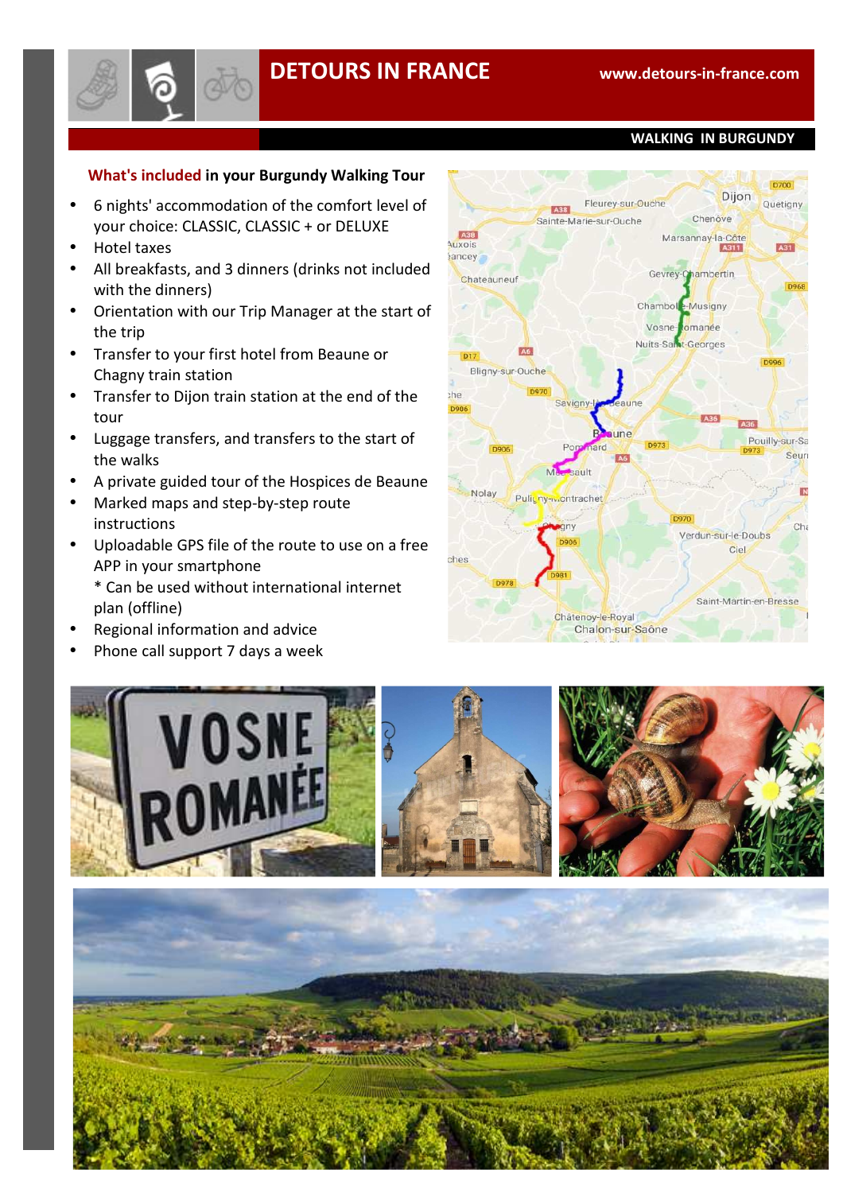# DETOURS IN FRANCE

www.detours-in-france.com

WALKING IN BURGUNDY

## What's included in your Burgundy Walking Tour

- 6 nights' accommodation of the comfort level of your choice: CLASSIC, CLASSIC + or DELUXE
- Hotel taxes
- All breakfasts, and 3 dinners (drinks not included with the dinners)
- Orientation with our Trip Manager at the start of the trip
- Transfer to your first hotel from Beaune or Chagny train station
- Transfer to Dijon train station at the end of the tour
- Luggage transfers, and transfers to the start of the walks
- A private guided tour of the Hospices de Beaune
- Marked maps and step-by-step route instructions
- Uploadable GPS file of the route to use on a free APP in your smartphone
  * Can be used without international internet plan (offline)
- Regional information and advice
- Phone call support 7 days a week